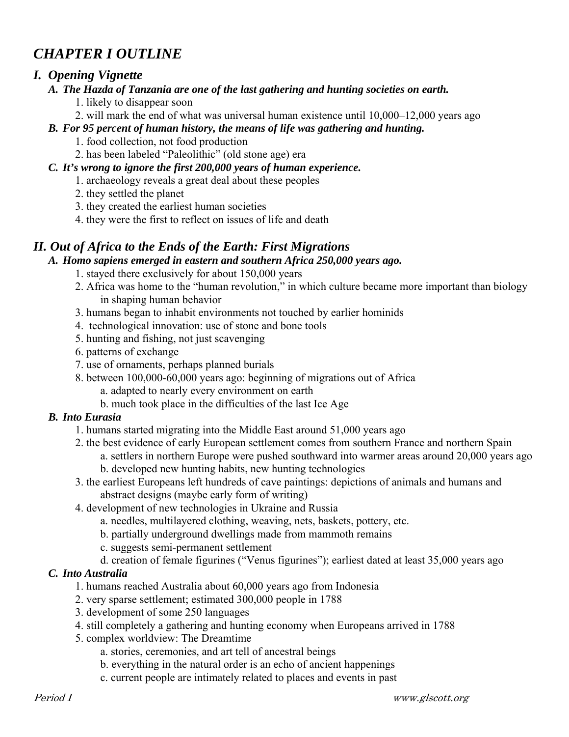# *CHAPTER I OUTLINE*

## *I. Opening Vignette*

### *A. The Hazda of Tanzania are one of the last gathering and hunting societies on earth.*

1. likely to disappear soon
2. will mark the end of what was universal human existence until 10,000–12,000 years ago

### *B. For 95 percent of human history, the means of life was gathering and hunting.*

1. food collection, not food production
2. has been labeled "Paleolithic" (old stone age) era

### *C. It's wrong to ignore the first 200,000 years of human experience.*

1. archaeology reveals a great deal about these peoples
2. they settled the planet
3. they created the earliest human societies
4. they were the first to reflect on issues of life and death

## *II. Out of Africa to the Ends of the Earth: First Migrations*

### *A. Homo sapiens emerged in eastern and southern Africa 250,000 years ago.*

1. stayed there exclusively for about 150,000 years
2. Africa was home to the "human revolution," in which culture became more important than biology in shaping human behavior
3. humans began to inhabit environments not touched by earlier hominids
4. technological innovation: use of stone and bone tools
5. hunting and fishing, not just scavenging
6. patterns of exchange
7. use of ornaments, perhaps planned burials
8. between 100,000-60,000 years ago: beginning of migrations out of Africa
   a. adapted to nearly every environment on earth
   b. much took place in the difficulties of the last Ice Age

### *B. Into Eurasia*

1. humans started migrating into the Middle East around 51,000 years ago
2. the best evidence of early European settlement comes from southern France and northern Spain
   a. settlers in northern Europe were pushed southward into warmer areas around 20,000 years ago
   b. developed new hunting habits, new hunting technologies
3. the earliest Europeans left hundreds of cave paintings: depictions of animals and humans and abstract designs (maybe early form of writing)
4. development of new technologies in Ukraine and Russia
   a. needles, multilayered clothing, weaving, nets, baskets, pottery, etc.
   b. partially underground dwellings made from mammoth remains
   c. suggests semi-permanent settlement
   d. creation of female figurines ("Venus figurines"); earliest dated at least 35,000 years ago

### *C. Into Australia*

1. humans reached Australia about 60,000 years ago from Indonesia
2. very sparse settlement; estimated 300,000 people in 1788
3. development of some 250 languages
4. still completely a gathering and hunting economy when Europeans arrived in 1788
5. complex worldview: The Dreamtime
   a. stories, ceremonies, and art tell of ancestral beings
   b. everything in the natural order is an echo of ancient happenings
   c. current people are intimately related to places and events in past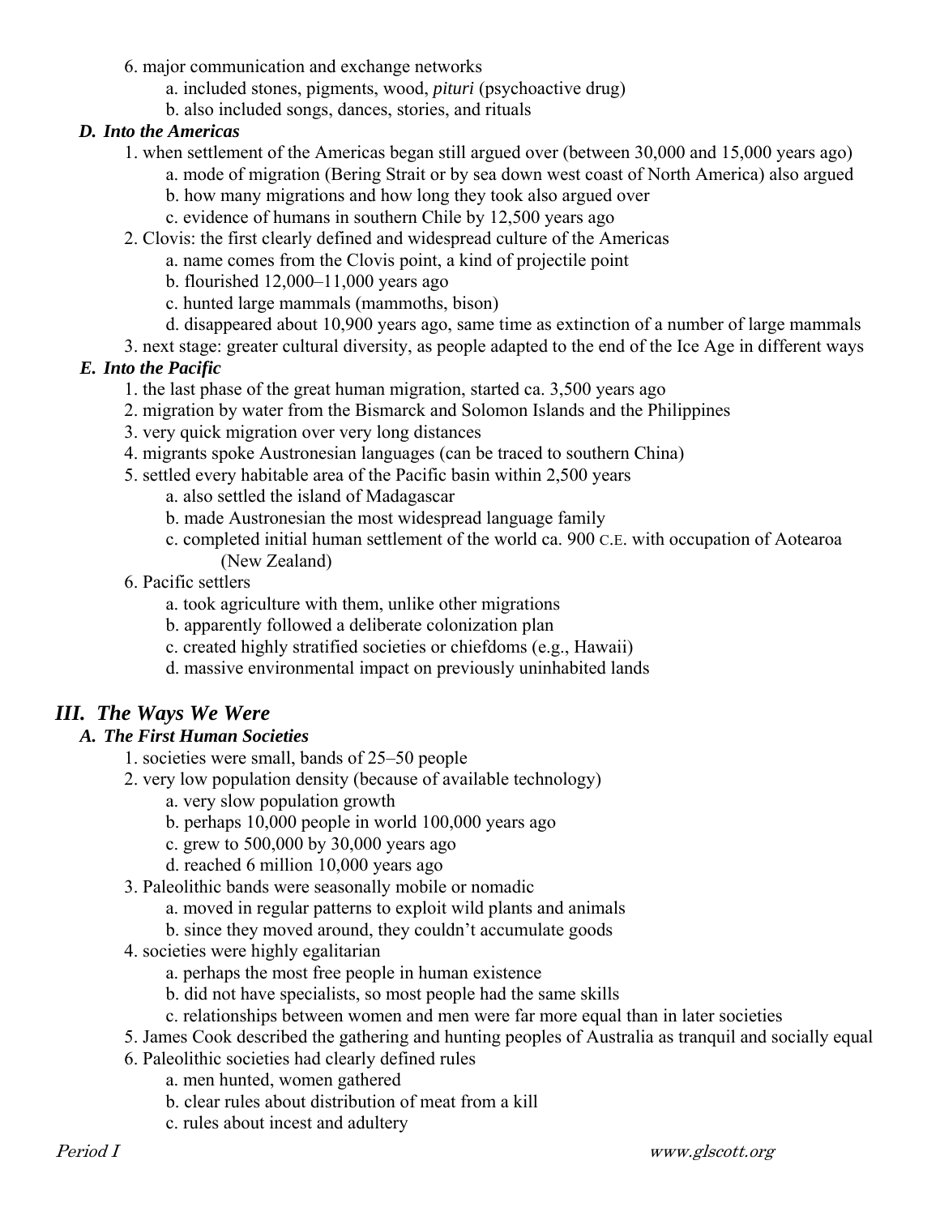6. major communication and exchange networks
    a. included stones, pigments, wood, *pituri* (psychoactive drug)
    b. also included songs, dances, stories, and rituals

### *D. Into the Americas*

1. when settlement of the Americas began still argued over (between 30,000 and 15,000 years ago)
    a. mode of migration (Bering Strait or by sea down west coast of North America) also argued
    b. how many migrations and how long they took also argued over
    c. evidence of humans in southern Chile by 12,500 years ago
2. Clovis: the first clearly defined and widespread culture of the Americas
    a. name comes from the Clovis point, a kind of projectile point
    b. flourished 12,000–11,000 years ago
    c. hunted large mammals (mammoths, bison)
    d. disappeared about 10,900 years ago, same time as extinction of a number of large mammals
3. next stage: greater cultural diversity, as people adapted to the end of the Ice Age in different ways

### *E. Into the Pacific*

1. the last phase of the great human migration, started ca. 3,500 years ago
2. migration by water from the Bismarck and Solomon Islands and the Philippines
3. very quick migration over very long distances
4. migrants spoke Austronesian languages (can be traced to southern China)
5. settled every habitable area of the Pacific basin within 2,500 years
    a. also settled the island of Madagascar
    b. made Austronesian the most widespread language family
    c. completed initial human settlement of the world ca. 900 C.E. with occupation of Aotearoa (New Zealand)
6. Pacific settlers
    a. took agriculture with them, unlike other migrations
    b. apparently followed a deliberate colonization plan
    c. created highly stratified societies or chiefdoms (e.g., Hawaii)
    d. massive environmental impact on previously uninhabited lands

## *III. The Ways We Were*

### *A. The First Human Societies*

1. societies were small, bands of 25–50 people
2. very low population density (because of available technology)
    a. very slow population growth
    b. perhaps 10,000 people in world 100,000 years ago
    c. grew to 500,000 by 30,000 years ago
    d. reached 6 million 10,000 years ago
3. Paleolithic bands were seasonally mobile or nomadic
    a. moved in regular patterns to exploit wild plants and animals
    b. since they moved around, they couldn't accumulate goods
4. societies were highly egalitarian
    a. perhaps the most free people in human existence
    b. did not have specialists, so most people had the same skills
    c. relationships between women and men were far more equal than in later societies
5. James Cook described the gathering and hunting peoples of Australia as tranquil and socially equal
6. Paleolithic societies had clearly defined rules
    a. men hunted, women gathered
    b. clear rules about distribution of meat from a kill
    c. rules about incest and adultery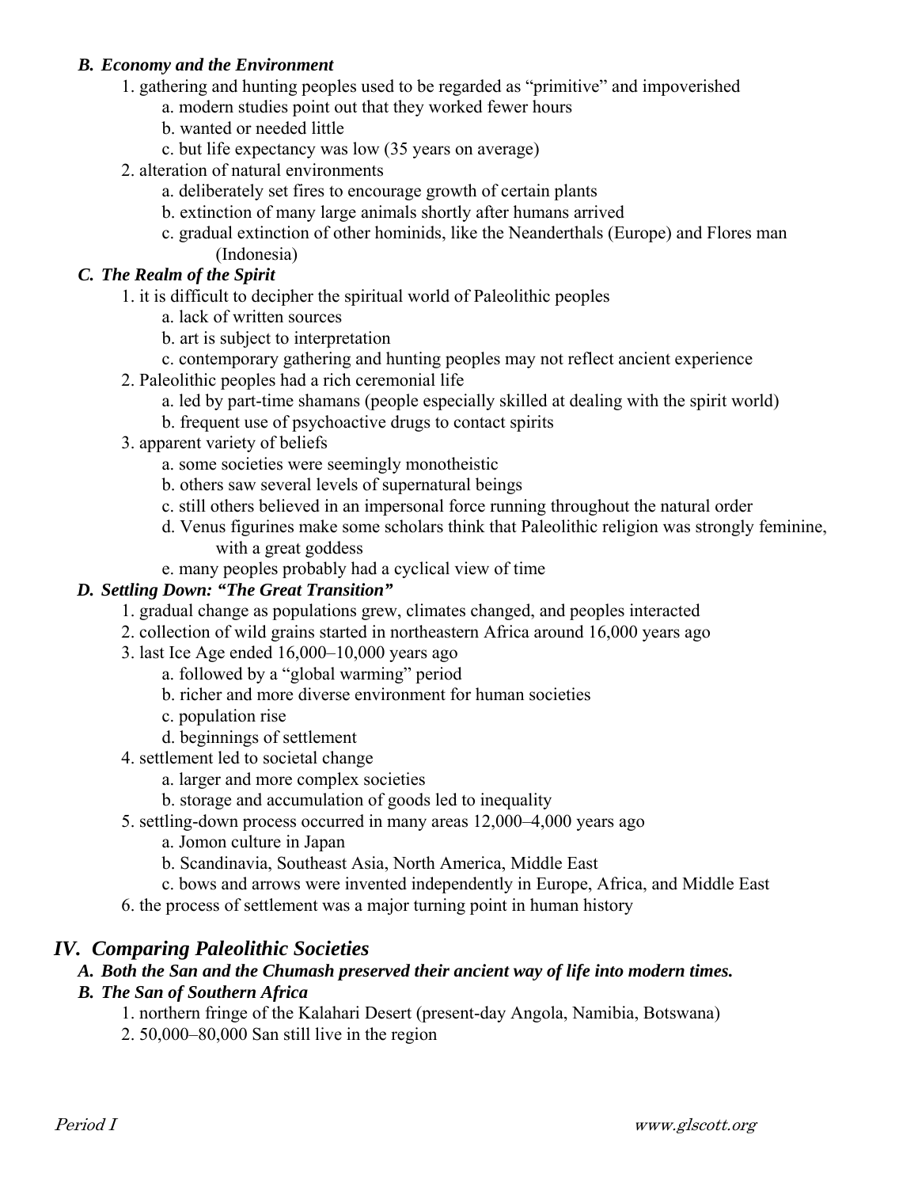### *B. Economy and the Environment*

1. gathering and hunting peoples used to be regarded as "primitive" and impoverished
    a. modern studies point out that they worked fewer hours
    b. wanted or needed little
    c. but life expectancy was low (35 years on average)
2. alteration of natural environments
    a. deliberately set fires to encourage growth of certain plants
    b. extinction of many large animals shortly after humans arrived
    c. gradual extinction of other hominids, like the Neanderthals (Europe) and Flores man (Indonesia)

### *C. The Realm of the Spirit*

1. it is difficult to decipher the spiritual world of Paleolithic peoples
    a. lack of written sources
    b. art is subject to interpretation
    c. contemporary gathering and hunting peoples may not reflect ancient experience
2. Paleolithic peoples had a rich ceremonial life
    a. led by part-time shamans (people especially skilled at dealing with the spirit world)
    b. frequent use of psychoactive drugs to contact spirits
3. apparent variety of beliefs
    a. some societies were seemingly monotheistic
    b. others saw several levels of supernatural beings
    c. still others believed in an impersonal force running throughout the natural order
    d. Venus figurines make some scholars think that Paleolithic religion was strongly feminine, with a great goddess
    e. many peoples probably had a cyclical view of time

### *D. Settling Down: "The Great Transition"*

1. gradual change as populations grew, climates changed, and peoples interacted
2. collection of wild grains started in northeastern Africa around 16,000 years ago
3. last Ice Age ended 16,000–10,000 years ago
    a. followed by a "global warming" period
    b. richer and more diverse environment for human societies
    c. population rise
    d. beginnings of settlement
4. settlement led to societal change
    a. larger and more complex societies
    b. storage and accumulation of goods led to inequality
5. settling-down process occurred in many areas 12,000–4,000 years ago
    a. Jomon culture in Japan
    b. Scandinavia, Southeast Asia, North America, Middle East
    c. bows and arrows were invented independently in Europe, Africa, and Middle East
6. the process of settlement was a major turning point in human history

## *IV. Comparing Paleolithic Societies*

### *A. Both the San and the Chumash preserved their ancient way of life into modern times.*

### *B. The San of Southern Africa*

1. northern fringe of the Kalahari Desert (present-day Angola, Namibia, Botswana)
2. 50,000–80,000 San still live in the region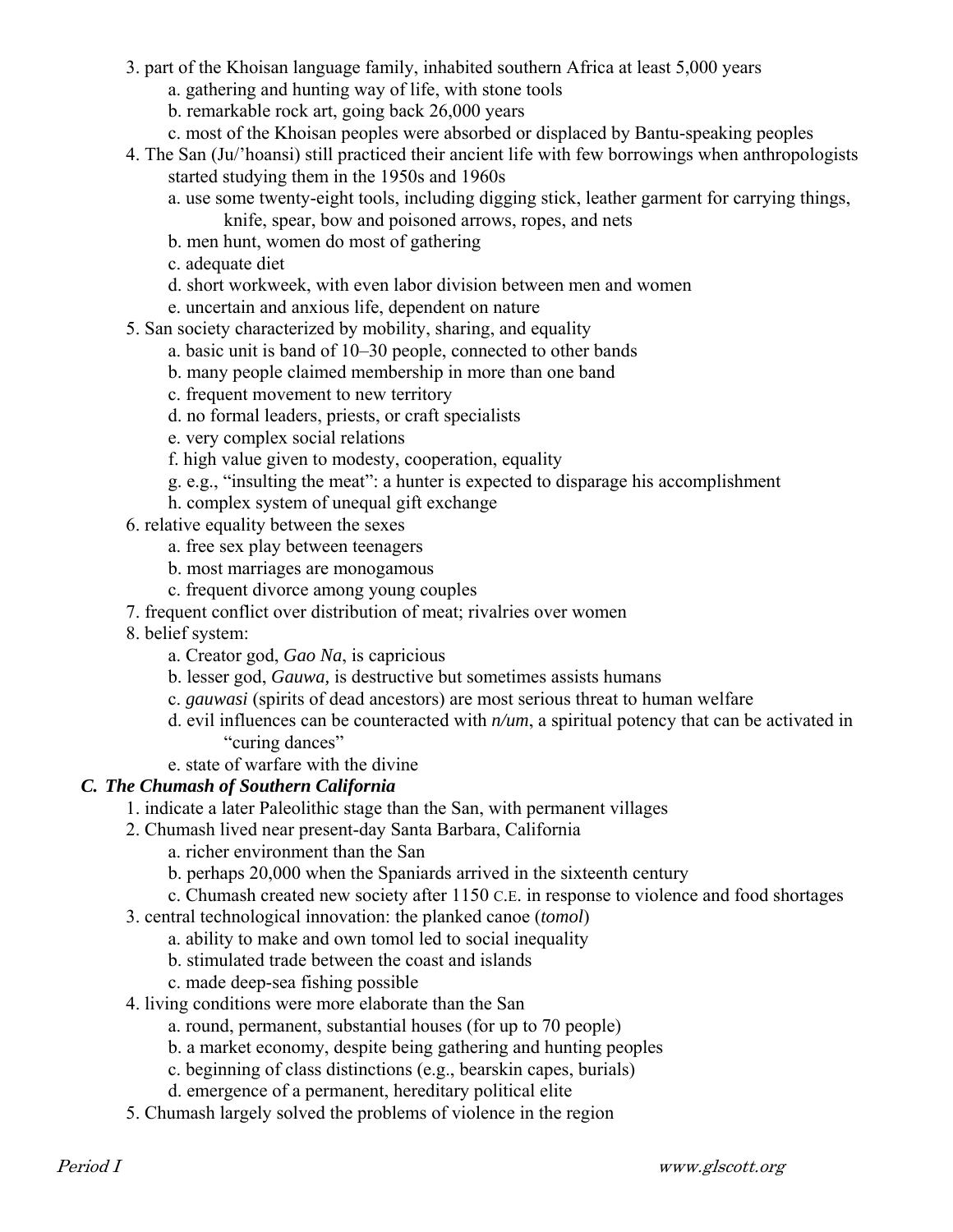3. part of the Khoisan language family, inhabited southern Africa at least 5,000 years
    a. gathering and hunting way of life, with stone tools
    b. remarkable rock art, going back 26,000 years
    c. most of the Khoisan peoples were absorbed or displaced by Bantu-speaking peoples
4. The San (Ju/'hoansi) still practiced their ancient life with few borrowings when anthropologists started studying them in the 1950s and 1960s
    a. use some twenty-eight tools, including digging stick, leather garment for carrying things, knife, spear, bow and poisoned arrows, ropes, and nets
    b. men hunt, women do most of gathering
    c. adequate diet
    d. short workweek, with even labor division between men and women
    e. uncertain and anxious life, dependent on nature
5. San society characterized by mobility, sharing, and equality
    a. basic unit is band of 10–30 people, connected to other bands
    b. many people claimed membership in more than one band
    c. frequent movement to new territory
    d. no formal leaders, priests, or craft specialists
    e. very complex social relations
    f. high value given to modesty, cooperation, equality
    g. e.g., "insulting the meat": a hunter is expected to disparage his accomplishment
    h. complex system of unequal gift exchange
6. relative equality between the sexes
    a. free sex play between teenagers
    b. most marriages are monogamous
    c. frequent divorce among young couples
7. frequent conflict over distribution of meat; rivalries over women
8. belief system:
    a. Creator god, *Gao Na*, is capricious
    b. lesser god, *Gauwa,* is destructive but sometimes assists humans
    c. *gauwasi* (spirits of dead ancestors) are most serious threat to human welfare
    d. evil influences can be counteracted with *n/um*, a spiritual potency that can be activated in "curing dances"
    e. state of warfare with the divine

### *C. The Chumash of Southern California*

1. indicate a later Paleolithic stage than the San, with permanent villages
2. Chumash lived near present-day Santa Barbara, California
    a. richer environment than the San
    b. perhaps 20,000 when the Spaniards arrived in the sixteenth century
    c. Chumash created new society after 1150 C.E. in response to violence and food shortages
3. central technological innovation: the planked canoe (*tomol*)
    a. ability to make and own tomol led to social inequality
    b. stimulated trade between the coast and islands
    c. made deep-sea fishing possible
4. living conditions were more elaborate than the San
    a. round, permanent, substantial houses (for up to 70 people)
    b. a market economy, despite being gathering and hunting peoples
    c. beginning of class distinctions (e.g., bearskin capes, burials)
    d. emergence of a permanent, hereditary political elite
5. Chumash largely solved the problems of violence in the region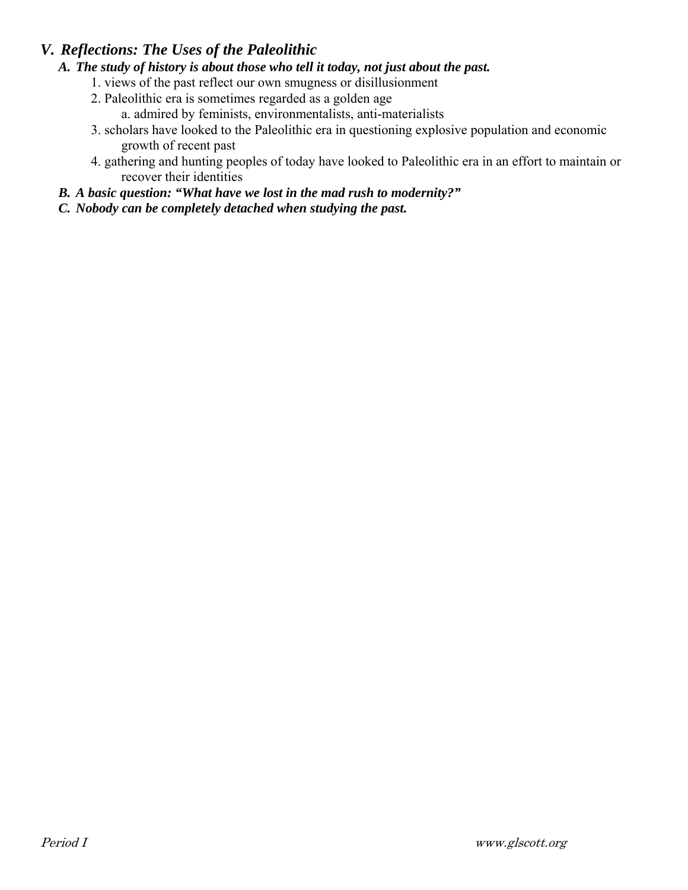## *V. Reflections: The Uses of the Paleolithic*

### *A. The study of history is about those who tell it today, not just about the past.*

1. views of the past reflect our own smugness or disillusionment
2. Paleolithic era is sometimes regarded as a golden age
   a. admired by feminists, environmentalists, anti-materialists
3. scholars have looked to the Paleolithic era in questioning explosive population and economic growth of recent past
4. gathering and hunting peoples of today have looked to Paleolithic era in an effort to maintain or recover their identities

### *B. A basic question: "What have we lost in the mad rush to modernity?"*

### *C. Nobody can be completely detached when studying the past.*